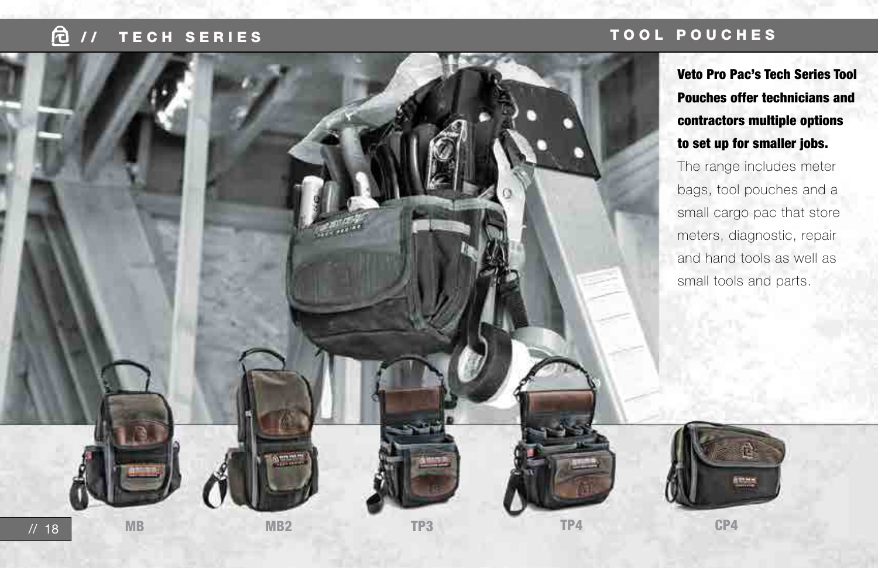# TECH SERIES

## TOOL POUCHES

**Veto Pro Pac's Tech Series Tool Pouches offer technicians and contractors multiple options to set up for smaller jobs.** The range includes meter bags, tool pouches and a small cargo pac that store meters, diagnostic, repair and hand tools as well as small tools and parts.

MB

MB2

TP3

TP4

CP4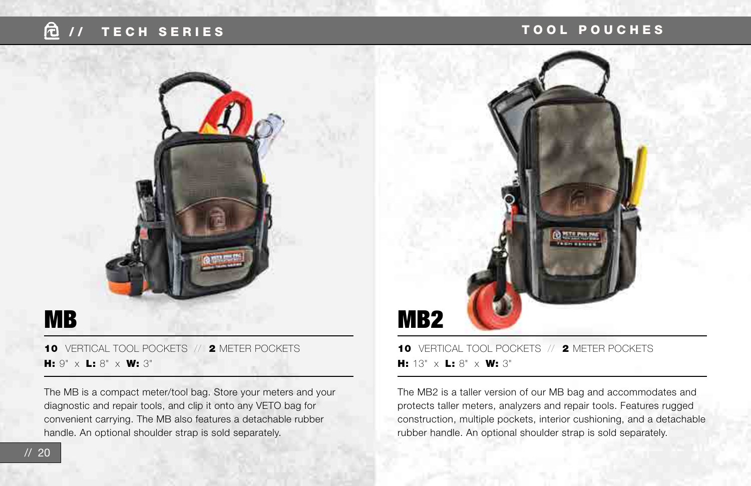# MB

**10** VERTICAL TOOL POCKETS // **2** METER POCKETS
**H:** 9" x **L:** 8" x **W:** 3"

The MB is a compact meter/tool bag. Store your meters and your diagnostic and repair tools, and clip it onto any VETO bag for convenient carrying. The MB also features a detachable rubber handle. An optional shoulder strap is sold separately.

# MB2

**10** VERTICAL TOOL POCKETS // **2** METER POCKETS
**H:** 13" x **L:** 8" x **W:** 3"

The MB2 is a taller version of our MB bag and accommodates and protects taller meters, analyzers and repair tools. Features rugged construction, multiple pockets, interior cushioning, and a detachable rubber handle. An optional shoulder strap is sold separately.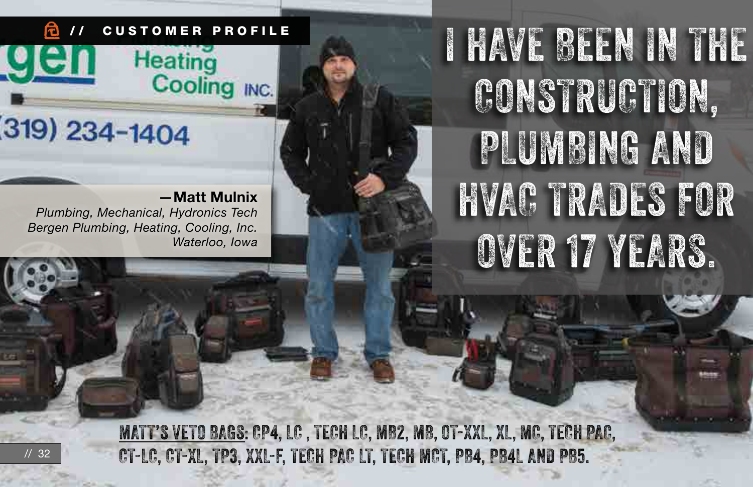// CUSTOMER PROFILE

# I HAVE BEEN IN THE CONSTRUCTION, PLUMBING AND HVAC TRADES FOR OVER 17 YEARS.

**—Matt Mulnix**
*Plumbing, Mechanical, Hydronics Tech*
*Bergen Plumbing, Heating, Cooling, Inc.*
*Waterloo, Iowa*

**MATT'S VETO BAGS:** CP4, LC , TECH LC, MB2, MB, OT-XXL, XL, MC, TECH PAC, CT-LC, CT-XL, TP3, XXL-F, TECH PAC LT, TECH MCT, PB4, PB4L AND PB5.